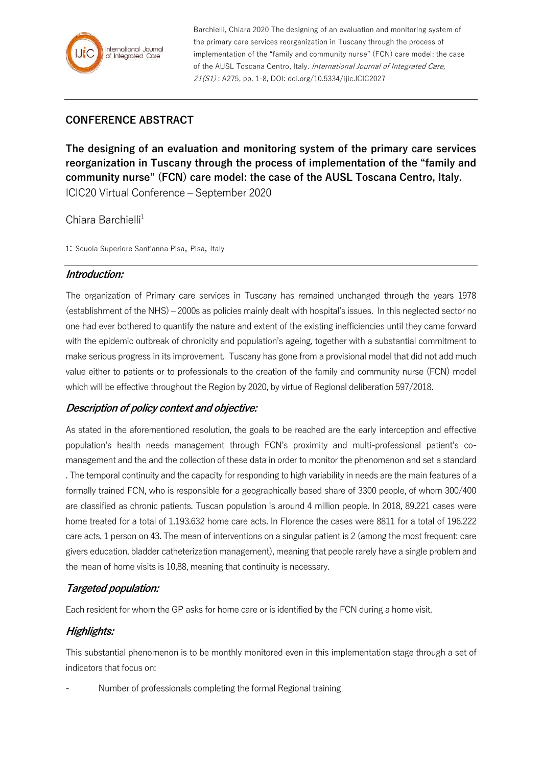Barchielli, Chiara 2020 The designing of an evaluation and monitoring system of the primary care services reorganization in Tuscany through the process of implementation of the "family and community nurse" (FCN) care model: the case of the AUSL Toscana Centro, Italy. *International Journal of Integrated Care, 21(S1)* : A275, pp. 1-8, DOI: doi.org/10.5334/ijic.ICIC2027

## CONFERENCE ABSTRACT

# The designing of an evaluation and monitoring system of the primary care services reorganization in Tuscany through the process of implementation of the "family and community nurse" (FCN) care model: the case of the AUSL Toscana Centro, Italy.

ICIC20 Virtual Conference – September 2020

Chiara Barchielli[1]

1: Scuola Superiore Sant'anna Pisa, Pisa, Italy

## *Introduction:*

The organization of Primary care services in Tuscany has remained unchanged through the years 1978 (establishment of the NHS) – 2000s as policies mainly dealt with hospital's issues. In this neglected sector no one had ever bothered to quantify the nature and extent of the existing inefficiencies until they came forward with the epidemic outbreak of chronicity and population's ageing, together with a substantial commitment to make serious progress in its improvement. Tuscany has gone from a provisional model that did not add much value either to patients or to professionals to the creation of the family and community nurse (FCN) model which will be effective throughout the Region by 2020, by virtue of Regional deliberation 597/2018.

## *Description of policy context and objective:*

As stated in the aforementioned resolution, the goals to be reached are the early interception and effective population's health needs management through FCN's proximity and multi-professional patient's co-management and the and the collection of these data in order to monitor the phenomenon and set a standard . The temporal continuity and the capacity for responding to high variability in needs are the main features of a formally trained FCN, who is responsible for a geographically based share of 3300 people, of whom 300/400 are classified as chronic patients. Tuscan population is around 4 million people. In 2018, 89.221 cases were home treated for a total of 1.193.632 home care acts. In Florence the cases were 8811 for a total of 196.222 care acts, 1 person on 43. The mean of interventions on a singular patient is 2 (among the most frequent: care givers education, bladder catheterization management), meaning that people rarely have a single problem and the mean of home visits is 10,88, meaning that continuity is necessary.

## *Targeted population:*

Each resident for whom the GP asks for home care or is identified by the FCN during a home visit.

## *Highlights:*

This substantial phenomenon is to be monthly monitored even in this implementation stage through a set of indicators that focus on:

- Number of professionals completing the formal Regional training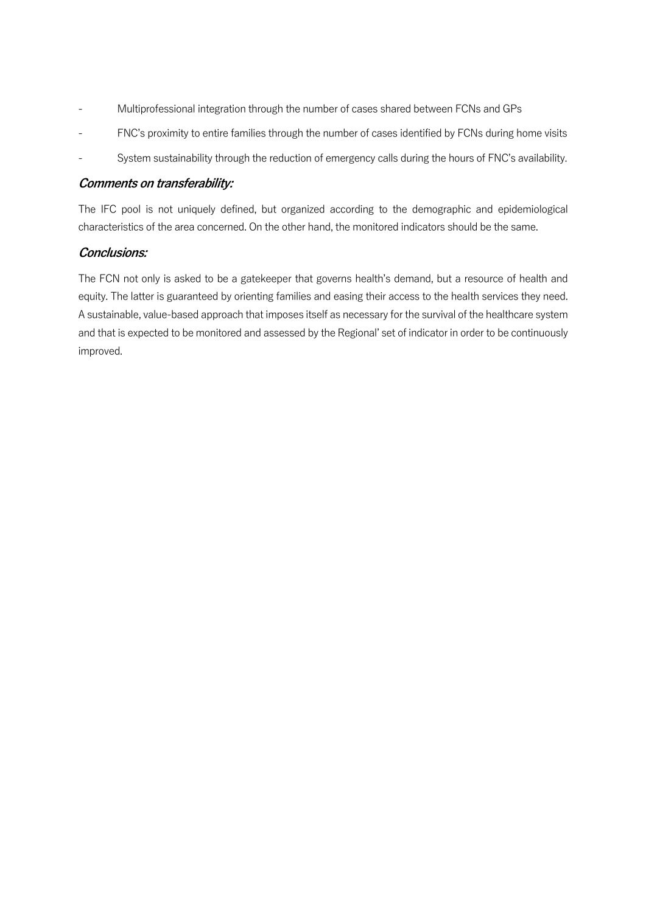- Multiprofessional integration through the number of cases shared between FCNs and GPs
- FNC's proximity to entire families through the number of cases identified by FCNs during home visits
- System sustainability through the reduction of emergency calls during the hours of FNC's availability.

### *Comments on transferability:*

The IFC pool is not uniquely defined, but organized according to the demographic and epidemiological characteristics of the area concerned. On the other hand, the monitored indicators should be the same.

### *Conclusions:*

The FCN not only is asked to be a gatekeeper that governs health's demand, but a resource of health and equity. The latter is guaranteed by orienting families and easing their access to the health services they need. A sustainable, value-based approach that imposes itself as necessary for the survival of the healthcare system and that is expected to be monitored and assessed by the Regional' set of indicator in order to be continuously improved.